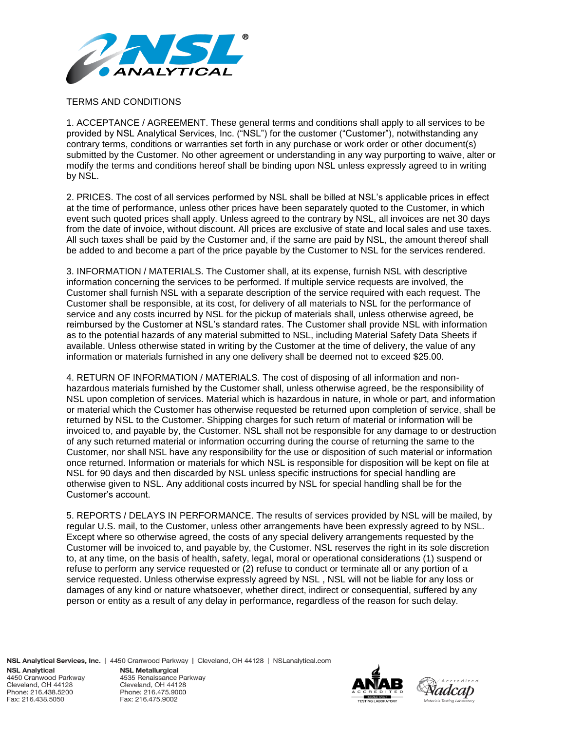TERMS AND CONDITIONS

1. ACCEPTANCE / AGREEMENT. These general terms and conditions shall apply to all services to be provided by NSL Analytical Services, Inc. ("NSL") for the customer ("Customer"), notwithstanding any contrary terms, conditions or warranties set forth in any purchase or work order or other document(s) submitted by the Customer. No other agreement or understanding in any way purporting to waive, alter or modify the terms and conditions hereof shall be binding upon NSL unless expressly agreed to in writing by NSL.

2. PRICES. The cost of all services performed by NSL shall be billed at NSL's applicable prices in effect at the time of performance, unless other prices have been separately quoted to the Customer, in which event such quoted prices shall apply. Unless agreed to the contrary by NSL, all invoices are net 30 days from the date of invoice, without discount. All prices are exclusive of state and local sales and use taxes. All such taxes shall be paid by the Customer and, if the same are paid by NSL, the amount thereof shall be added to and become a part of the price payable by the Customer to NSL for the services rendered.

3. INFORMATION / MATERIALS. The Customer shall, at its expense, furnish NSL with descriptive information concerning the services to be performed. If multiple service requests are involved, the Customer shall furnish NSL with a separate description of the service required with each request. The Customer shall be responsible, at its cost, for delivery of all materials to NSL for the performance of service and any costs incurred by NSL for the pickup of materials shall, unless otherwise agreed, be reimbursed by the Customer at NSL's standard rates. The Customer shall provide NSL with information as to the potential hazards of any material submitted to NSL, including Material Safety Data Sheets if available. Unless otherwise stated in writing by the Customer at the time of delivery, the value of any information or materials furnished in any one delivery shall be deemed not to exceed $25.00.

4. RETURN OF INFORMATION / MATERIALS. The cost of disposing of all information and non-hazardous materials furnished by the Customer shall, unless otherwise agreed, be the responsibility of NSL upon completion of services. Material which is hazardous in nature, in whole or part, and information or material which the Customer has otherwise requested be returned upon completion of service, shall be returned by NSL to the Customer. Shipping charges for such return of material or information will be invoiced to, and payable by, the Customer. NSL shall not be responsible for any damage to or destruction of any such returned material or information occurring during the course of returning the same to the Customer, nor shall NSL have any responsibility for the use or disposition of such material or information once returned. Information or materials for which NSL is responsible for disposition will be kept on file at NSL for 90 days and then discarded by NSL unless specific instructions for special handling are otherwise given to NSL. Any additional costs incurred by NSL for special handling shall be for the Customer's account.

5. REPORTS / DELAYS IN PERFORMANCE. The results of services provided by NSL will be mailed, by regular U.S. mail, to the Customer, unless other arrangements have been expressly agreed to by NSL. Except where so otherwise agreed, the costs of any special delivery arrangements requested by the Customer will be invoiced to, and payable by, the Customer. NSL reserves the right in its sole discretion to, at any time, on the basis of health, safety, legal, moral or operational considerations (1) suspend or refuse to perform any service requested or (2) refuse to conduct or terminate all or any portion of a service requested. Unless otherwise expressly agreed by NSL , NSL will not be liable for any loss or damages of any kind or nature whatsoever, whether direct, indirect or consequential, suffered by any person or entity as a result of any delay in performance, regardless of the reason for such delay.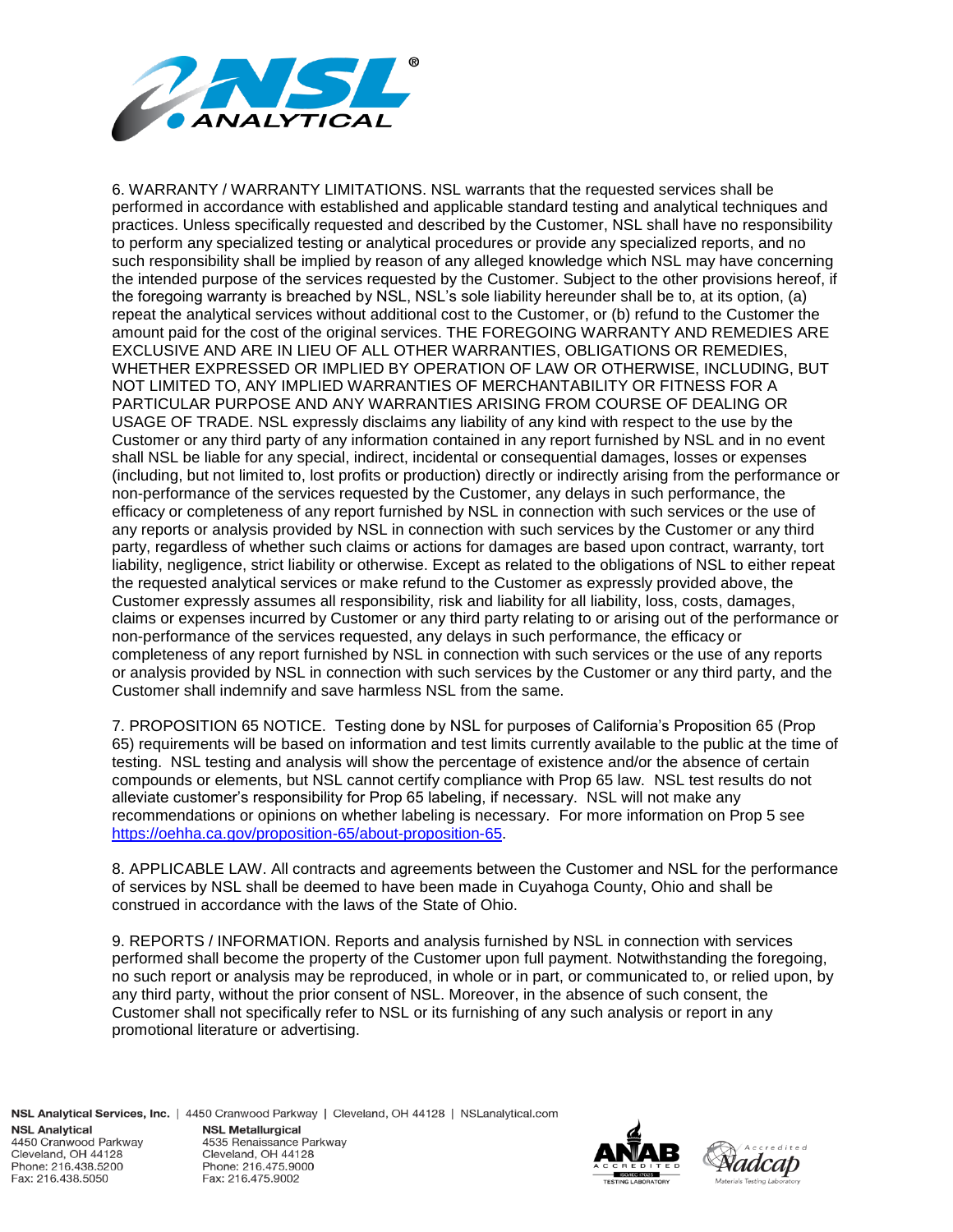6. WARRANTY / WARRANTY LIMITATIONS. NSL warrants that the requested services shall be performed in accordance with established and applicable standard testing and analytical techniques and practices. Unless specifically requested and described by the Customer, NSL shall have no responsibility to perform any specialized testing or analytical procedures or provide any specialized reports, and no such responsibility shall be implied by reason of any alleged knowledge which NSL may have concerning the intended purpose of the services requested by the Customer. Subject to the other provisions hereof, if the foregoing warranty is breached by NSL, NSL's sole liability hereunder shall be to, at its option, (a) repeat the analytical services without additional cost to the Customer, or (b) refund to the Customer the amount paid for the cost of the original services. THE FOREGOING WARRANTY AND REMEDIES ARE EXCLUSIVE AND ARE IN LIEU OF ALL OTHER WARRANTIES, OBLIGATIONS OR REMEDIES, WHETHER EXPRESSED OR IMPLIED BY OPERATION OF LAW OR OTHERWISE, INCLUDING, BUT NOT LIMITED TO, ANY IMPLIED WARRANTIES OF MERCHANTABILITY OR FITNESS FOR A PARTICULAR PURPOSE AND ANY WARRANTIES ARISING FROM COURSE OF DEALING OR USAGE OF TRADE. NSL expressly disclaims any liability of any kind with respect to the use by the Customer or any third party of any information contained in any report furnished by NSL and in no event shall NSL be liable for any special, indirect, incidental or consequential damages, losses or expenses (including, but not limited to, lost profits or production) directly or indirectly arising from the performance or non-performance of the services requested by the Customer, any delays in such performance, the efficacy or completeness of any report furnished by NSL in connection with such services or the use of any reports or analysis provided by NSL in connection with such services by the Customer or any third party, regardless of whether such claims or actions for damages are based upon contract, warranty, tort liability, negligence, strict liability or otherwise. Except as related to the obligations of NSL to either repeat the requested analytical services or make refund to the Customer as expressly provided above, the Customer expressly assumes all responsibility, risk and liability for all liability, loss, costs, damages, claims or expenses incurred by Customer or any third party relating to or arising out of the performance or non-performance of the services requested, any delays in such performance, the efficacy or completeness of any report furnished by NSL in connection with such services or the use of any reports or analysis provided by NSL in connection with such services by the Customer or any third party, and the Customer shall indemnify and save harmless NSL from the same.

7. PROPOSITION 65 NOTICE. Testing done by NSL for purposes of California's Proposition 65 (Prop 65) requirements will be based on information and test limits currently available to the public at the time of testing. NSL testing and analysis will show the percentage of existence and/or the absence of certain compounds or elements, but NSL cannot certify compliance with Prop 65 law. NSL test results do not alleviate customer's responsibility for Prop 65 labeling, if necessary. NSL will not make any recommendations or opinions on whether labeling is necessary. For more information on Prop 5 see https://oehha.ca.gov/proposition-65/about-proposition-65.

8. APPLICABLE LAW. All contracts and agreements between the Customer and NSL for the performance of services by NSL shall be deemed to have been made in Cuyahoga County, Ohio and shall be construed in accordance with the laws of the State of Ohio.

9. REPORTS / INFORMATION. Reports and analysis furnished by NSL in connection with services performed shall become the property of the Customer upon full payment. Notwithstanding the foregoing, no such report or analysis may be reproduced, in whole or in part, or communicated to, or relied upon, by any third party, without the prior consent of NSL. Moreover, in the absence of such consent, the Customer shall not specifically refer to NSL or its furnishing of any such analysis or report in any promotional literature or advertising.